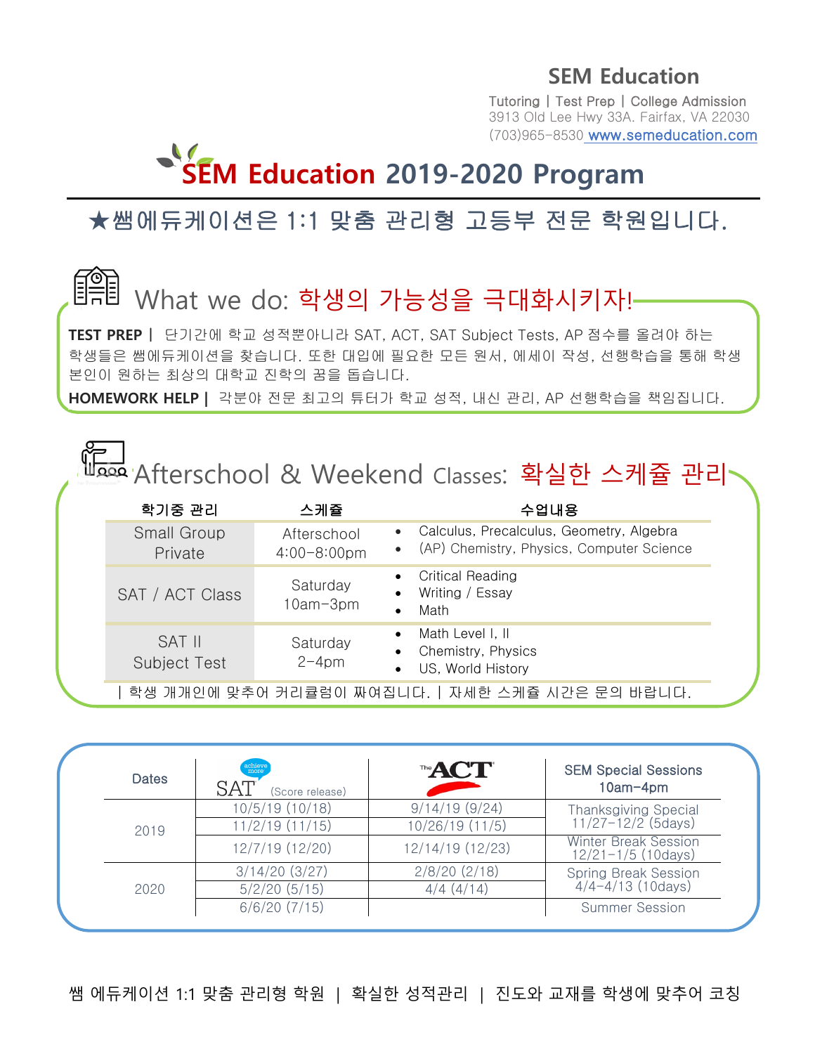**SEM Education**

Tutoring | Test Prep | College Admission
3913 Old Lee Hwy 33A. Fairfax, VA 22030
(703)965-8530 www.semeducation.com

# SEM Education 2019-2020 Program

★쌤에듀케이션은 1:1 맞춤 관리형 고등부 전문 학원입니다.

## What we do: 학생의 가능성을 극대화시키자!

**TEST PREP |** 단기간에 학교 성적뿐아니라 SAT, ACT, SAT Subject Tests, AP 점수를 올려야 하는 학생들은 쌤에듀케이션을 찾습니다. 또한 대입에 필요한 모든 원서, 에세이 작성, 선행학습을 통해 학생 본인이 원하는 최상의 대학교 진학의 꿈을 돕습니다.

**HOMEWORK HELP |** 각분야 전문 최고의 튜터가 학교 성적, 내신 관리, AP 선행학습을 책임집니다.

## Afterschool & Weekend Classes: 확실한 스케쥴 관리

| 학기중 관리 | 스케쥴 | 수업내용 |
|---|---|---|
| Small Group Private | Afterschool 4:00-8:00pm | • Calculus, Precalculus, Geometry, Algebra<br>• (AP) Chemistry, Physics, Computer Science |
| SAT / ACT Class | Saturday 10am-3pm | • Critical Reading<br>• Writing / Essay<br>• Math |
| SAT II Subject Test | Saturday 2-4pm | • Math Level I, II<br>• Chemistry, Physics<br>• US, World History |

| 학생 개개인에 맞추어 커리큘럼이 짜여집니다. | 자세한 스케쥴 시간은 문의 바랍니다.

| Dates | SAT (Score release) | ACT | SEM Special Sessions 10am-4pm |
|---|---|---|---|
| 2019 | 10/5/19 (10/18) | 9/14/19 (9/24) | Thanksgiving Special 11/27-12/2 (5days) |
| | 11/2/19 (11/15) | 10/26/19 (11/5) | |
| | 12/7/19 (12/20) | 12/14/19 (12/23) | Winter Break Session 12/21-1/5 (10days) |
| 2020 | 3/14/20 (3/27) | 2/8/20 (2/18) | Spring Break Session 4/4-4/13 (10days) |
| | 5/2/20 (5/15) | 4/4 (4/14) | |
| | 6/6/20 (7/15) | | Summer Session |

쌤 에듀케이션 1:1 맞춤 관리형 학원 | 확실한 성적관리 | 진도와 교재를 학생에 맞추어 코칭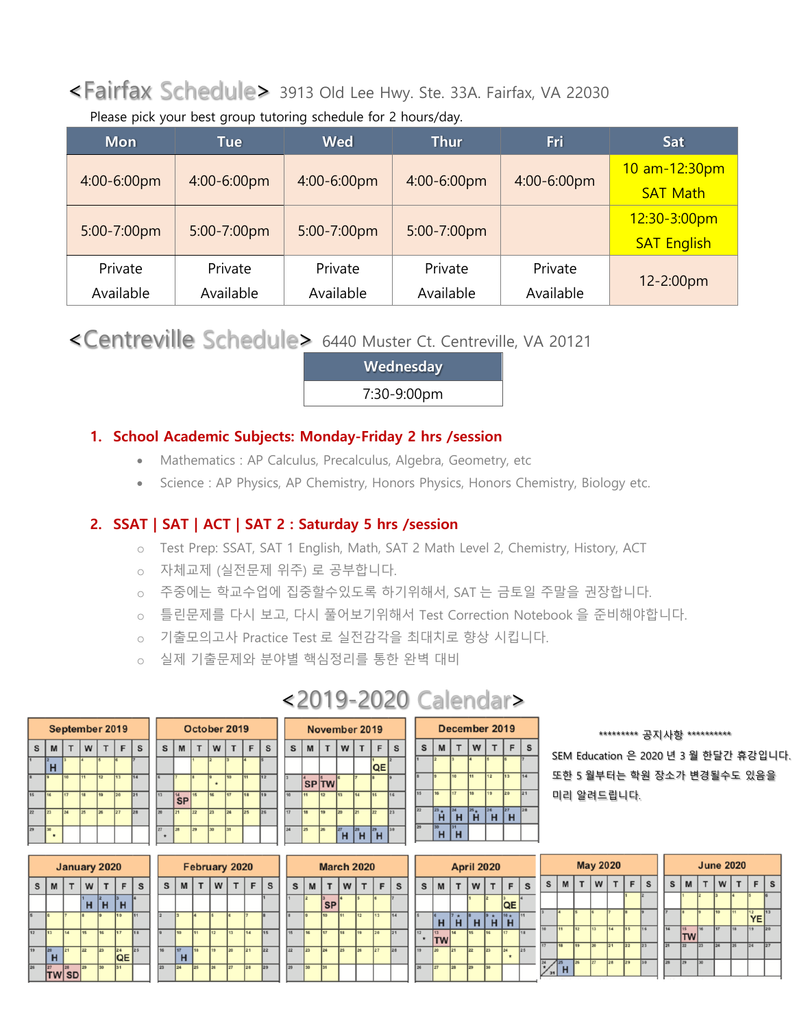## <Fairfax Schedule> 3913 Old Lee Hwy. Ste. 33A. Fairfax, VA 22030

Please pick your best group tutoring schedule for 2 hours/day.

| Mon | Tue | Wed | Thur | Fri | Sat |
|---|---|---|---|---|---|
| 4:00-6:00pm | 4:00-6:00pm | 4:00-6:00pm | 4:00-6:00pm | 4:00-6:00pm | 10 am-12:30pm SAT Math |
| 5:00-7:00pm | 5:00-7:00pm | 5:00-7:00pm | 5:00-7:00pm | | 12:30-3:00pm SAT English |
| Private Available | Private Available | Private Available | Private Available | Private Available | 12-2:00pm |

## <Centreville Schedule> 6440 Muster Ct. Centreville, VA 20121

| Wednesday |
|---|
| 7:30-9:00pm |

### 1. School Academic Subjects: Monday-Friday 2 hrs /session

- Mathematics : AP Calculus, Precalculus, Algebra, Geometry, etc
- Science : AP Physics, AP Chemistry, Honors Physics, Honors Chemistry, Biology etc.

### 2. SSAT | SAT | ACT | SAT 2 : Saturday 5 hrs /session

- Test Prep: SSAT, SAT 1 English, Math, SAT 2 Math Level 2, Chemistry, History, ACT
- 자체교제 (실전문제 위주) 로 공부합니다.
- 주중에는 학교수업에 집중할수있도록 하기위해서, SAT 는 금토일 주말을 권장합니다.
- 틀린문제를 다시 보고, 다시 풀어보기위해서 Test Correction Notebook 을 준비해야합니다.
- 기출모의고사 Practice Test 로 실전감각을 최대치로 향상 시킵니다.
- 실제 기출문제와 분야별 핵심정리를 통한 완벽 대비

## <2019-2020 Calendar>

********* 공지사항 **********

SEM Education 은 2020 년 3 월 한달간 휴강입니다.
또한 5 월부터는 학원 장소가 변경될수도 있음을
미리 알려드립니다.

**September 2019**

| S | M | T | W | T | F | S |
|---|---|---|---|---|---|---|
| 1 | 2 H | 3 | 4 | 5 | 6 | 7 |
| 8 | 9 | 10 | 11 | 12 | 13 | 14 |
| 15 | 16 | 17 | 18 | 19 | 20 | 21 |
| 22 | 23 | 24 | 25 | 26 | 27 | 28 |
| 29 | 30 * | | | | | |

**October 2019**

| S | M | T | W | T | F | S |
|---|---|---|---|---|---|---|
| | | 1 | 2 | 3 | 4 | 5 |
| 6 | 7 | 8 | 9 * | 10 | 11 | 12 |
| 13 | 14 SP | 15 | 16 | 17 | 18 | 19 |
| 20 | 21 | 22 | 23 | 24 | 25 | 26 |
| 27 * | 28 | 29 | 30 | 31 | | |

**November 2019**

| S | M | T | W | T | F | S |
|---|---|---|---|---|---|---|
| | | | | | 1 QE | 2 |
| 3 | 4 SP | 5 TW | 6 | 7 | 8 | 9 |
| 10 | 11 | 12 | 13 | 14 | 15 | 16 |
| 17 | 18 | 19 | 20 | 21 | 22 | 23 |
| 24 | 25 | 26 | 27 H | 28 H | 29 H | 30 |

**December 2019**

| S | M | T | W | T | F | S |
|---|---|---|---|---|---|---|
| 1 | 2 | 3 | 4 | 5 | 6 | 7 |
| 8 | 9 | 10 | 11 | 12 | 13 | 14 |
| 15 | 16 | 17 | 18 | 19 | 20 | 21 |
| 22 | 23 H | 24 H | 25 H | 26 H | 27 H | 28 |
| 29 | 30 H | 31 H | | | | |

**January 2020**

| S | M | T | W | T | F | S |
|---|---|---|---|---|---|---|
| | | | 1 H | 2 H | 3 H | 4 |
| 5 | 6 | 7 | 8 | 9 | 10 | 11 |
| 12 | 13 | 14 | 15 | 16 | 17 | 18 |
| 19 | 20 H | 21 | 22 | 23 | 24 QE | 25 |
| 26 | 27 TW | 28 SD | 29 | 30 | 31 | |

**February 2020**

| S | M | T | W | T | F | S |
|---|---|---|---|---|---|---|
| | | | | | | 1 |
| 2 | 3 | 4 | 5 | 6 | 7 | 8 |
| 9 | 10 | 11 | 12 | 13 | 14 | 15 |
| 16 | 17 H | 18 | 19 | 20 | 21 | 22 |
| 23 | 24 | 25 | 26 | 27 | 28 | 29 |

**March 2020**

| S | M | T | W | T | F | S |
|---|---|---|---|---|---|---|
| 1 | 2 | 3 SP | 4 | 5 | 6 | 7 |
| 8 | 9 | 10 | 11 | 12 | 13 | 14 |
| 15 | 16 | 17 | 18 | 19 | 20 | 21 |
| 22 | 23 | 24 | 25 | 26 | 27 | 28 |
| 29 | 30 | 31 | | | | |

**April 2020**

| S | M | T | W | T | F | S |
|---|---|---|---|---|---|---|
| | | | 1 | 2 | 3 QE | 4 |
| 5 | 6 H | 7 H | 8 H | 9 H | 10 H | 11 |
| 12 * | 13 TW | 14 | 15 | 16 | 17 | 18 |
| 19 | 20 | 21 | 22 | 23 | 24 * | 25 |
| 26 | 27 | 28 | 29 | 30 | | |

**May 2020**

| S | M | T | W | T | F | S |
|---|---|---|---|---|---|---|
| | | | | | 1 | 2 |
| 3 | 4 | 5 | 6 | 7 | 8 | 9 |
| 10 | 11 | 12 | 13 | 14 | 15 | 16 |
| 17 | 18 | 19 | 20 | 21 | 22 | 23 |
| 24 * / 31 | 25 H | 26 | 27 | 28 | 29 | 30 |

**June 2020**

| S | M | T | W | T | F | S |
|---|---|---|---|---|---|---|
| | 1 | 2 | 3 | 4 | 5 | 6 |
| 7 | 8 | 9 | 10 | 11 | 12 YE | 13 |
| 14 | 15 TW | 16 | 17 | 18 | 19 | 20 |
| 21 | 22 | 23 | 24 | 25 | 26 | 27 |
| 28 | 29 | 30 | | | | |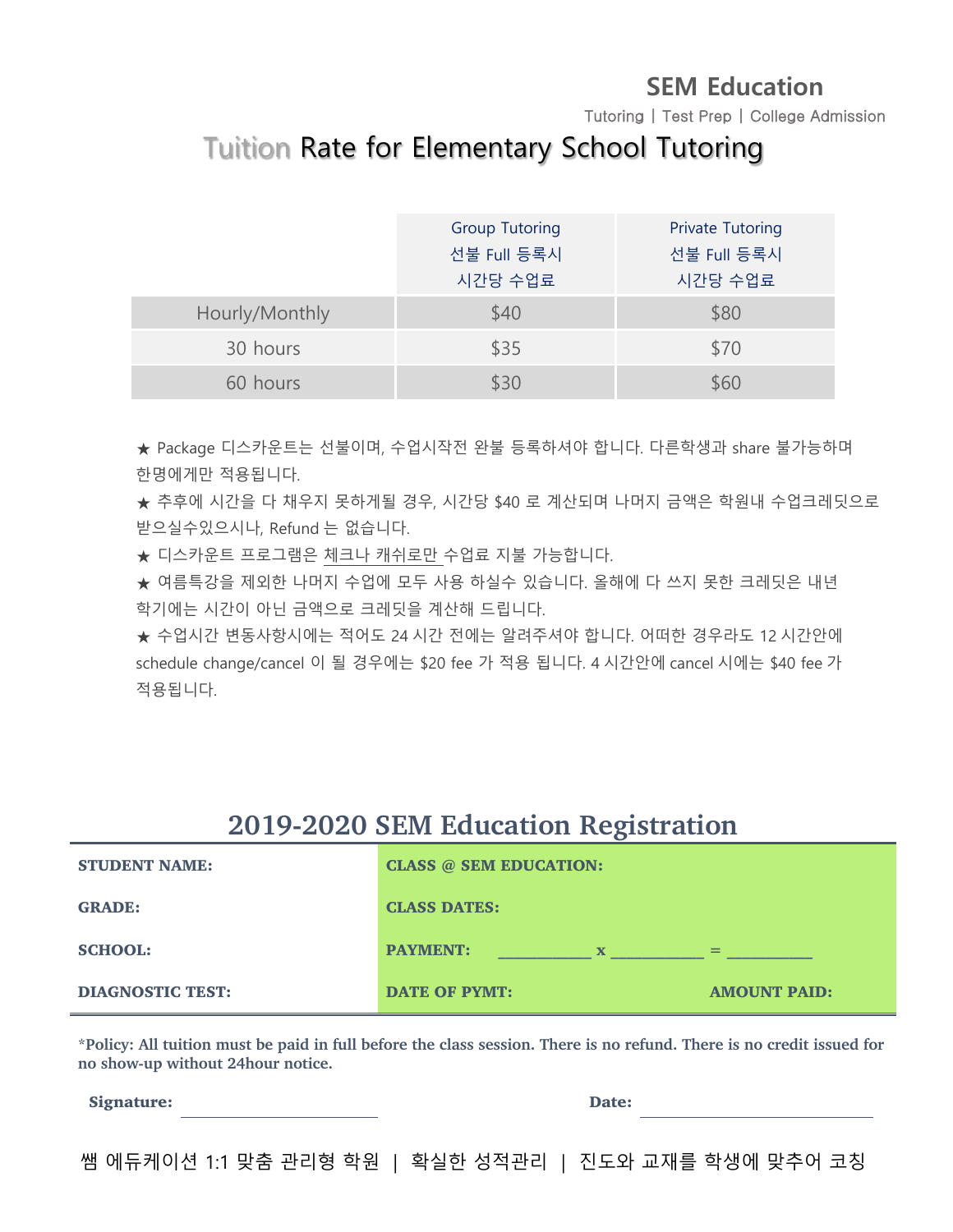SEM Education

Tutoring | Test Prep | College Admission

# Tuition Rate for Elementary School Tutoring

| | Group Tutoring<br>선불 Full 등록시<br>시간당 수업료 | Private Tutoring<br>선불 Full 등록시<br>시간당 수업료 |
|---|---|---|
| Hourly/Monthly | $40 | $80 |
| 30 hours | $35 | $70 |
| 60 hours | $30 | $60 |

★ Package 디스카운트는 선불이며, 수업시작전 완불 등록하셔야 합니다. 다른학생과 share 불가능하며 한명에게만 적용됩니다.

★ 추후에 시간을 다 채우지 못하게될 경우, 시간당 $40 로 계산되며 나머지 금액은 학원내 수업크레딧으로 받으실수있으시나, Refund 는 없습니다.

★ 디스카운트 프로그램은 체크나 캐쉬로만 수업료 지불 가능합니다.

★ 여름특강을 제외한 나머지 수업에 모두 사용 하실수 있습니다. 올해에 다 쓰지 못한 크레딧은 내년 학기에는 시간이 아닌 금액으로 크레딧을 계산해 드립니다.

★ 수업시간 변동사항시에는 적어도 24 시간 전에는 알려주셔야 합니다. 어떠한 경우라도 12 시간안에 schedule change/cancel 이 될 경우에는 $20 fee 가 적용 됩니다. 4 시간안에 cancel 시에는 $40 fee 가 적용됩니다.

## 2019-2020 SEM Education Registration

| | | |
|---|---|---|
| **STUDENT NAME:** | **CLASS @ SEM EDUCATION:** | |
| **GRADE:** | **CLASS DATES:** | |
| **SCHOOL:** | **PAYMENT:** ________ x ________ = ________ | |
| **DIAGNOSTIC TEST:** | **DATE OF PYMT:** | **AMOUNT PAID:** |

**\*Policy: All tuition must be paid in full before the class session. There is no refund. There is no credit issued for no show-up without 24hour notice.**

**Signature:** ____________________ **Date:** ____________________

쌤 에듀케이션 1:1 맞춤 관리형 학원 | 확실한 성적관리 | 진도와 교재를 학생에 맞추어 코칭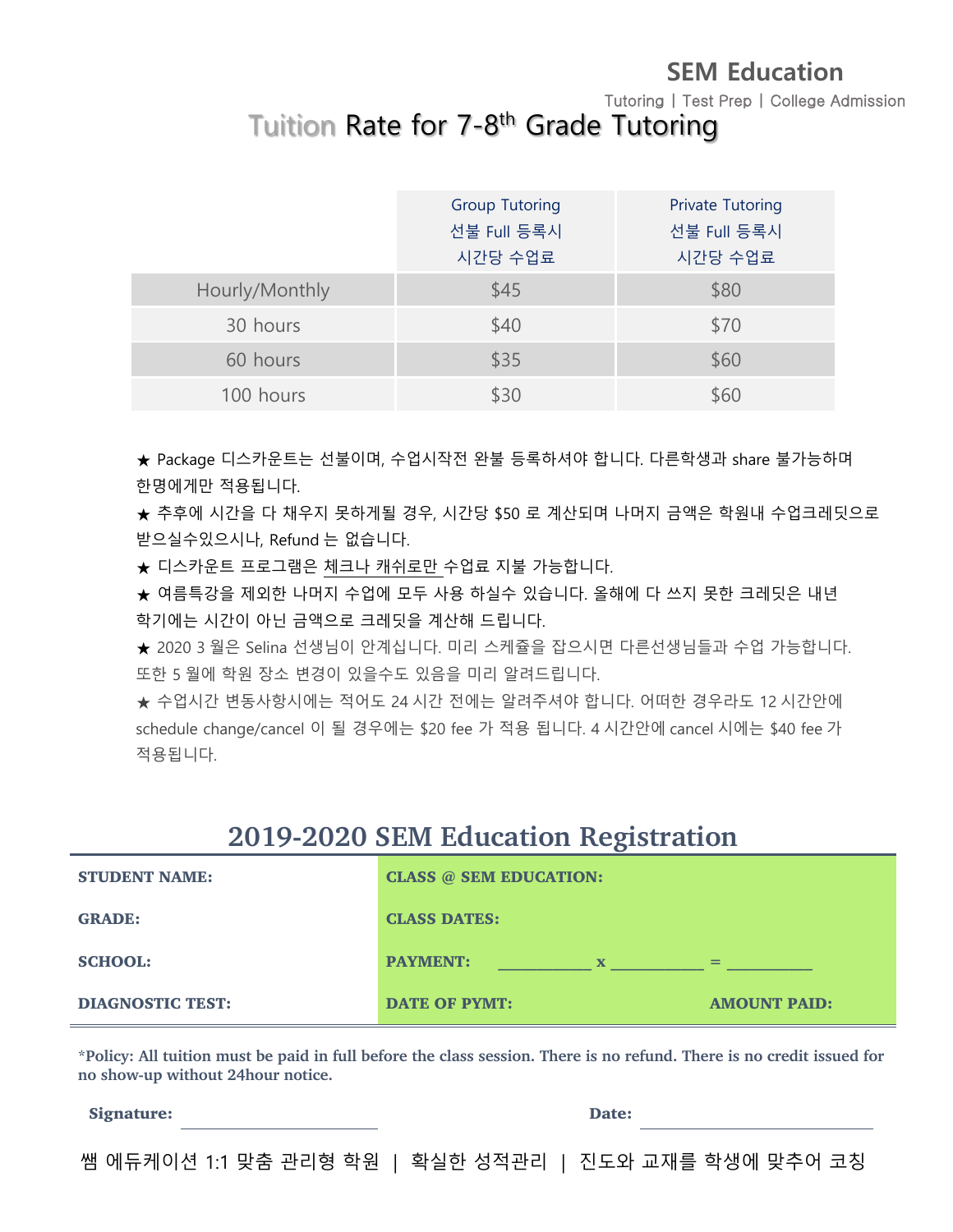SEM Education

Tutoring | Test Prep | College Admission

# Tuition Rate for 7-8th Grade Tutoring

| | Group Tutoring 선불 Full 등록시 시간당 수업료 | Private Tutoring 선불 Full 등록시 시간당 수업료 |
|---|---|---|
| Hourly/Monthly | $45 | $80 |
| 30 hours | $40 | $70 |
| 60 hours | $35 | $60 |
| 100 hours | $30 | $60 |

★ Package 디스카운트는 선불이며, 수업시작전 완불 등록하셔야 합니다. 다른학생과 share 불가능하며 한명에게만 적용됩니다.

★ 추후에 시간을 다 채우지 못하게될 경우, 시간당 $50 로 계산되며 나머지 금액은 학원내 수업크레딧으로 받으실수있으시나, Refund 는 없습니다.

★ 디스카운트 프로그램은 체크나 캐쉬로만 수업료 지불 가능합니다.

★ 여름특강을 제외한 나머지 수업에 모두 사용 하실수 있습니다. 올해에 다 쓰지 못한 크레딧은 내년 학기에는 시간이 아닌 금액으로 크레딧을 계산해 드립니다.

★ 2020 3 월은 Selina 선생님이 안계십니다. 미리 스케쥴을 잡으시면 다른선생님들과 수업 가능합니다. 또한 5 월에 학원 장소 변경이 있을수도 있음을 미리 알려드립니다.

★ 수업시간 변동사항시에는 적어도 24 시간 전에는 알려주셔야 합니다. 어떠한 경우라도 12 시간안에 schedule change/cancel 이 될 경우에는 $20 fee 가 적용 됩니다. 4 시간안에 cancel 시에는 $40 fee 가 적용됩니다.

## 2019-2020 SEM Education Registration

| | |
|---|---|
| **STUDENT NAME:** | **CLASS @ SEM EDUCATION:** |
| **GRADE:** | **CLASS DATES:** |
| **SCHOOL:** | **PAYMENT:** __________ x __________ = __________ |
| **DIAGNOSTIC TEST:** | **DATE OF PYMT:** **AMOUNT PAID:** |

***Policy: All tuition must be paid in full before the class session. There is no refund. There is no credit issued for no show-up without 24hour notice.**

**Signature:** ____________________ **Date:** ____________________

쌤 에듀케이션 1:1 맞춤 관리형 학원 | 확실한 성적관리 | 진도와 교재를 학생에 맞추어 코칭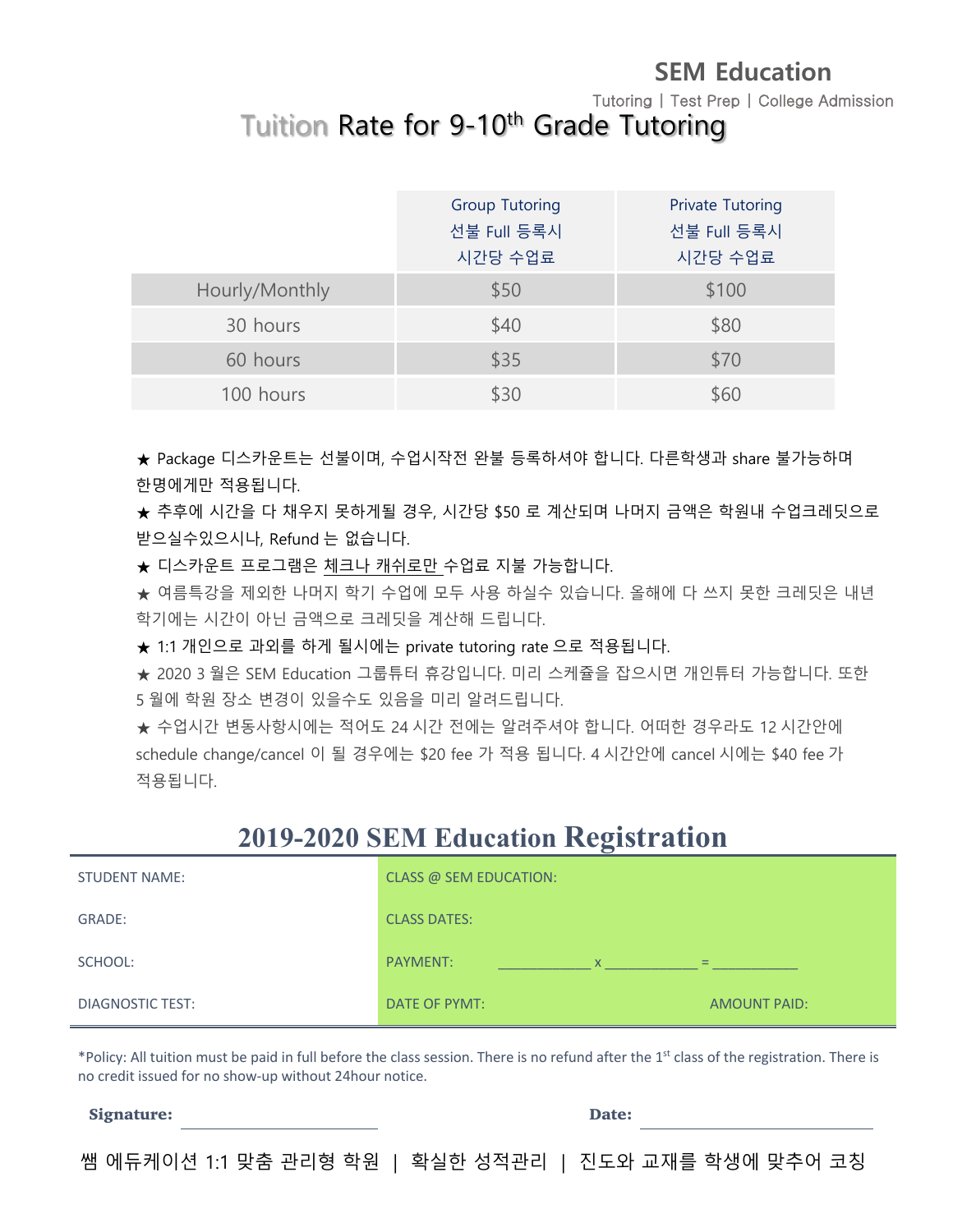**SEM Education**

Tutoring | Test Prep | College Admission

# Tuition Rate for 9-10th Grade Tutoring

| | Group Tutoring 선불 Full 등록시 시간당 수업료 | Private Tutoring 선불 Full 등록시 시간당 수업료 |
|---|---|---|
| Hourly/Monthly | $50 | $100 |
| 30 hours | $40 | $80 |
| 60 hours | $35 | $70 |
| 100 hours | $30 | $60 |

★ Package 디스카운트는 선불이며, 수업시작전 완불 등록하셔야 합니다. 다른학생과 share 불가능하며 한명에게만 적용됩니다.

★ 추후에 시간을 다 채우지 못하게될 경우, 시간당 $50 로 계산되며 나머지 금액은 학원내 수업크레딧으로 받으실수있으시나, Refund 는 없습니다.

★ 디스카운트 프로그램은 체크나 캐쉬로만 수업료 지불 가능합니다.

★ 여름특강을 제외한 나머지 학기 수업에 모두 사용 하실수 있습니다. 올해에 다 쓰지 못한 크레딧은 내년 학기에는 시간이 아닌 금액으로 크레딧을 계산해 드립니다.

★ 1:1 개인으로 과외를 하게 될시에는 private tutoring rate 으로 적용됩니다.

★ 2020 3 월은 SEM Education 그룹튜터 휴강입니다. 미리 스케쥴을 잡으시면 개인튜터 가능합니다. 또한 5 월에 학원 장소 변경이 있을수도 있음을 미리 알려드립니다.

★ 수업시간 변동사항시에는 적어도 24 시간 전에는 알려주셔야 합니다. 어떠한 경우라도 12 시간안에 schedule change/cancel 이 될 경우에는 $20 fee 가 적용 됩니다. 4 시간안에 cancel 시에는 $40 fee 가 적용됩니다.

## 2019-2020 SEM Education Registration

| | |
|---|---|
| STUDENT NAME: | CLASS @ SEM EDUCATION: |
| GRADE: | CLASS DATES: |
| SCHOOL: | PAYMENT: \_\_\_\_\_\_\_\_\_\_\_ x \_\_\_\_\_\_\_\_\_\_\_ = \_\_\_\_\_\_\_\_\_\_\_ |
| DIAGNOSTIC TEST: | DATE OF PYMT: AMOUNT PAID: |

*Policy: All tuition must be paid in full before the class session. There is no refund after the 1st class of the registration. There is no credit issued for no show-up without 24hour notice.

**Signature:** \_\_\_\_\_\_\_\_\_\_\_\_\_\_\_\_\_\_\_\_ **Date:** \_\_\_\_\_\_\_\_\_\_\_\_\_\_\_\_\_\_\_\_

쌤 에듀케이션 1:1 맞춤 관리형 학원 | 확실한 성적관리 | 진도와 교재를 학생에 맞추어 코칭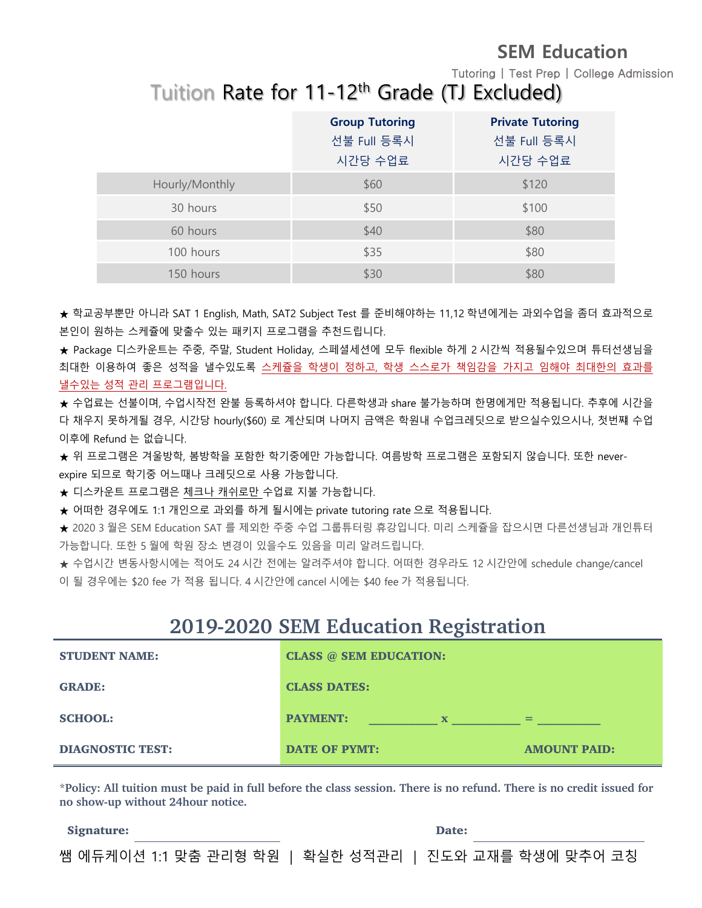SEM Education

Tutoring | Test Prep | College Admission

# Tuition Rate for 11-12th Grade (TJ Excluded)

| | Group Tutoring 선불 Full 등록시 시간당 수업료 | Private Tutoring 선불 Full 등록시 시간당 수업료 |
|---|---|---|
| Hourly/Monthly | $60 | $120 |
| 30 hours | $50 | $100 |
| 60 hours | $40 | $80 |
| 100 hours | $35 | $80 |
| 150 hours | $30 | $80 |

★ 학교공부뿐만 아니라 SAT 1 English, Math, SAT2 Subject Test 를 준비해야하는 11,12 학년에게는 과외수업을 좀더 효과적으로 본인이 원하는 스케쥴에 맞출수 있는 패키지 프로그램을 추천드립니다.

★ Package 디스카운트는 주중, 주말, Student Holiday, 스페셜세션에 모두 flexible 하게 2 시간씩 적용될수있으며 튜터선생님을 최대한 이용하여 좋은 성적을 낼수있도록 스케쥴을 학생이 정하고, 학생 스스로가 책임감을 가지고 임해야 최대한의 효과를 낼수있는 성적 관리 프로그램입니다.

★ 수업료는 선불이며, 수업시작전 완불 등록하셔야 합니다. 다른학생과 share 불가능하며 한명에게만 적용됩니다. 추후에 시간을 다 채우지 못하게될 경우, 시간당 hourly($60) 로 계산되며 나머지 금액은 학원내 수업크레딧으로 받으실수있으시나, 첫번째 수업 이후에 Refund 는 없습니다.

★ 위 프로그램은 겨울방학, 봄방학을 포함한 학기중에만 가능합니다. 여름방학 프로그램은 포함되지 않습니다. 또한 never-expire 되므로 학기중 어느때나 크레딧으로 사용 가능합니다.

★ 디스카운트 프로그램은 체크나 캐쉬로만 수업료 지불 가능합니다.

★ 어떠한 경우에도 1:1 개인으로 과외를 하게 될시에는 private tutoring rate 으로 적용됩니다.

★ 2020 3 월은 SEM Education SAT 를 제외한 주중 수업 그룹튜터링 휴강입니다. 미리 스케쥴을 잡으시면 다른선생님과 개인튜터 가능합니다. 또한 5 월에 학원 장소 변경이 있을수도 있음을 미리 알려드립니다.

★ 수업시간 변동사항시에는 적어도 24 시간 전에는 알려주셔야 합니다. 어떠한 경우라도 12 시간안에 schedule change/cancel 이 될 경우에는 $20 fee 가 적용 됩니다. 4 시간안에 cancel 시에는 $40 fee 가 적용됩니다.

## 2019-2020 SEM Education Registration

| | |
|---|---|
| **STUDENT NAME:** | **CLASS @ SEM EDUCATION:** |
| **GRADE:** | **CLASS DATES:** |
| **SCHOOL:** | **PAYMENT:** __________ x __________ = __________ |
| **DIAGNOSTIC TEST:** | **DATE OF PYMT:** **AMOUNT PAID:** |

**\*Policy: All tuition must be paid in full before the class session. There is no refund. There is no credit issued for no show-up without 24hour notice.**

**Signature:** ____________________ **Date:** ____________________

쌤 에듀케이션 1:1 맞춤 관리형 학원 | 확실한 성적관리 | 진도와 교재를 학생에 맞추어 코칭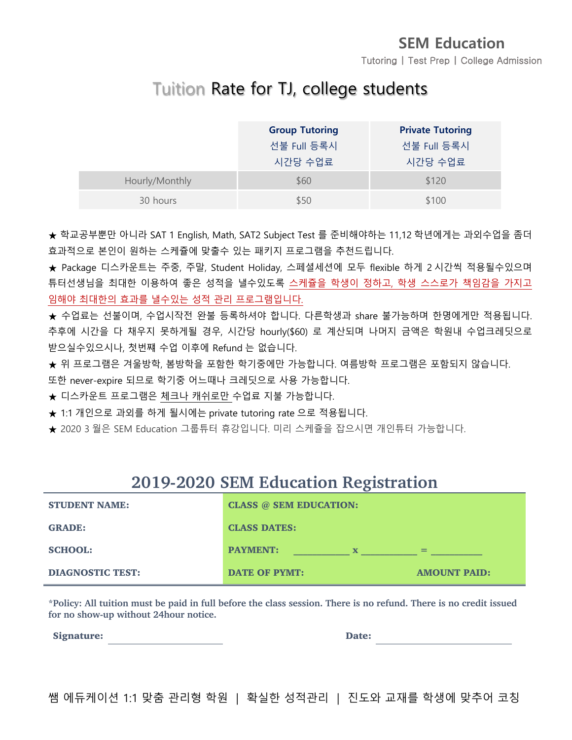SEM Education

Tutoring | Test Prep | College Admission

# Tuition Rate for TJ, college students

| | Group Tutoring<br>선불 Full 등록시<br>시간당 수업료 | Private Tutoring<br>선불 Full 등록시<br>시간당 수업료 |
|---|---|---|
| Hourly/Monthly | $60 | $120 |
| 30 hours | $50 | $100 |

★ 학교공부뿐만 아니라 SAT 1 English, Math, SAT2 Subject Test 를 준비해야하는 11,12 학년에게는 과외수업을 좀더 효과적으로 본인이 원하는 스케쥴에 맞출수 있는 패키지 프로그램을 추천드립니다.

★ Package 디스카운트는 주중, 주말, Student Holiday, 스페셜세션에 모두 flexible 하게 2 시간씩 적용될수있으며 튜터선생님을 최대한 이용하여 좋은 성적을 낼수있도록 스케쥴을 학생이 정하고, 학생 스스로가 책임감을 가지고 임해야 최대한의 효과를 낼수있는 성적 관리 프로그램입니다.

★ 수업료는 선불이며, 수업시작전 완불 등록하셔야 합니다. 다른학생과 share 불가능하며 한명에게만 적용됩니다. 추후에 시간을 다 채우지 못하게될 경우, 시간당 hourly($60) 로 계산되며 나머지 금액은 학원내 수업크레딧으로 받으실수있으시나, 첫번째 수업 이후에 Refund 는 없습니다.

★ 위 프로그램은 겨울방학, 봄방학을 포함한 학기중에만 가능합니다. 여름방학 프로그램은 포함되지 않습니다. 또한 never-expire 되므로 학기중 어느때나 크레딧으로 사용 가능합니다.

★ 디스카운트 프로그램은 체크나 캐쉬로만 수업료 지불 가능합니다.

★ 1:1 개인으로 과외를 하게 될시에는 private tutoring rate 으로 적용됩니다.

★ 2020 3 월은 SEM Education 그룹튜터 휴강입니다. 미리 스케쥴을 잡으시면 개인튜터 가능합니다.

## 2019-2020 SEM Education Registration

| | |
|---|---|
| **STUDENT NAME:** | **CLASS @ SEM EDUCATION:** |
| **GRADE:** | **CLASS DATES:** |
| **SCHOOL:** | **PAYMENT:** ___________ x ___________ = __________ |
| **DIAGNOSTIC TEST:** | **DATE OF PYMT:** **AMOUNT PAID:** |

**\*Policy: All tuition must be paid in full before the class session. There is no refund. There is no credit issued for no show-up without 24hour notice.**

**Signature:** ______________________ **Date:** ______________________

쌤 에듀케이션 1:1 맞춤 관리형 학원 | 확실한 성적관리 | 진도와 교재를 학생에 맞추어 코칭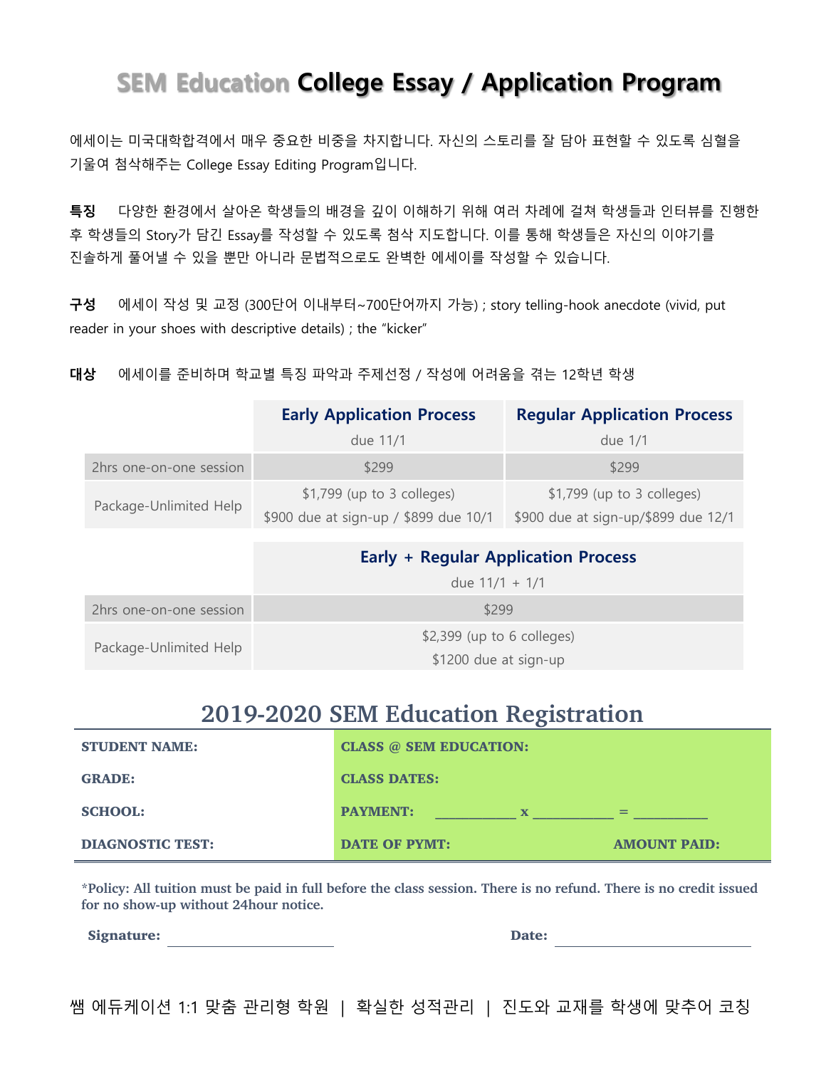# SEM Education College Essay / Application Program

에세이는 미국대학합격에서 매우 중요한 비중을 차지합니다. 자신의 스토리를 잘 담아 표현할 수 있도록 심혈을 기울여 첨삭해주는 College Essay Editing Program입니다.

**특징** 다양한 환경에서 살아온 학생들의 배경을 깊이 이해하기 위해 여러 차례에 걸쳐 학생들과 인터뷰를 진행한 후 학생들의 Story가 담긴 Essay를 작성할 수 있도록 첨삭 지도합니다. 이를 통해 학생들은 자신의 이야기를 진솔하게 풀어낼 수 있을 뿐만 아니라 문법적으로도 완벽한 에세이를 작성할 수 있습니다.

**구성** 에세이 작성 및 교정 (300단어 이내부터~700단어까지 가능) ; story telling-hook anecdote (vivid, put reader in your shoes with descriptive details) ; the "kicker"

**대상** 에세이를 준비하며 학교별 특징 파악과 주제선정 / 작성에 어려움을 겪는 12학년 학생

| | Early Application Process due 11/1 | Regular Application Process due 1/1 |
|---|---|---|
| 2hrs one-on-one session | $299 | $299 |
| Package-Unlimited Help | $1,799 (up to 3 colleges) $900 due at sign-up / $899 due 10/1 | $1,799 (up to 3 colleges) $900 due at sign-up/$899 due 12/1 |

| | Early + Regular Application Process due 11/1 + 1/1 |
|---|---|
| 2hrs one-on-one session | $299 |
| Package-Unlimited Help | $2,399 (up to 6 colleges) $1200 due at sign-up |

## 2019-2020 SEM Education Registration

| | |
|---|---|
| **STUDENT NAME:** | **CLASS @ SEM EDUCATION:** |
| **GRADE:** | **CLASS DATES:** |
| **SCHOOL:** | **PAYMENT:** ___________ x ___________ = __________ |
| **DIAGNOSTIC TEST:** | **DATE OF PYMT:** **AMOUNT PAID:** |

**\*Policy: All tuition must be paid in full before the class session. There is no refund. There is no credit issued for no show-up without 24hour notice.**

**Signature:** ______________________ **Date:** ______________________

쌤 에듀케이션 1:1 맞춤 관리형 학원 | 확실한 성적관리 | 진도와 교재를 학생에 맞추어 코칭